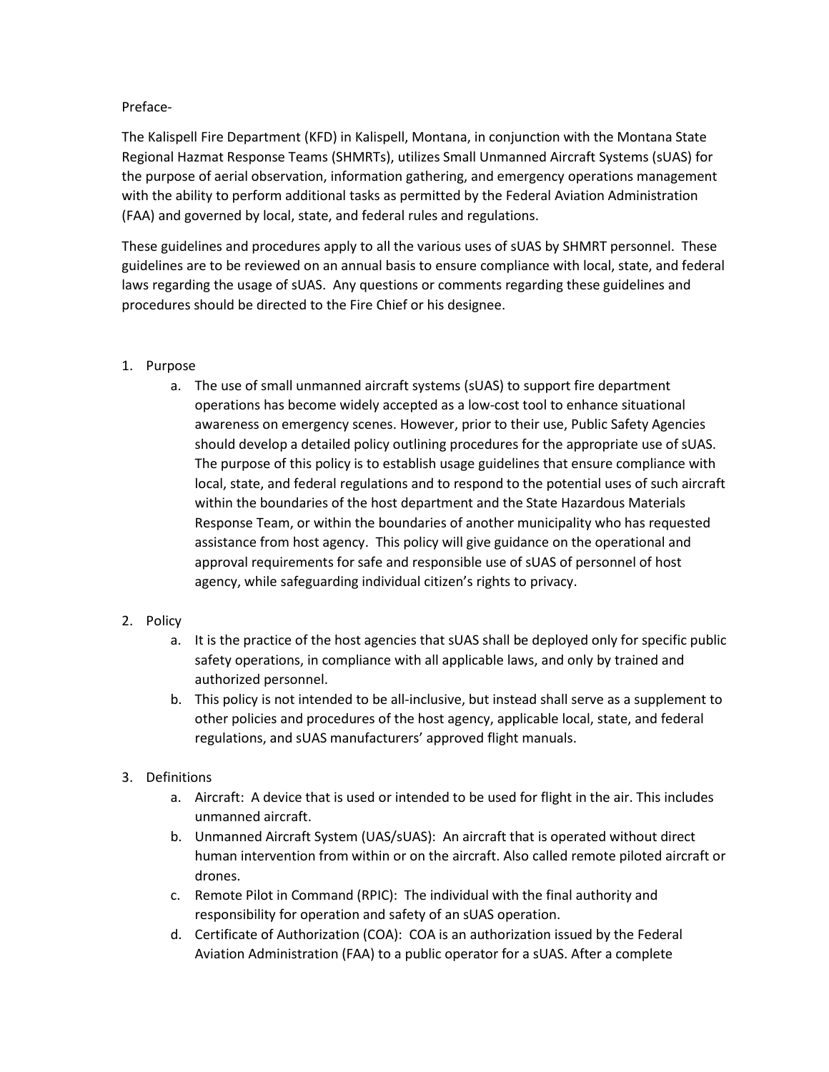Preface-

The Kalispell Fire Department (KFD) in Kalispell, Montana, in conjunction with the Montana State Regional Hazmat Response Teams (SHMRTs), utilizes Small Unmanned Aircraft Systems (sUAS) for the purpose of aerial observation, information gathering, and emergency operations management with the ability to perform additional tasks as permitted by the Federal Aviation Administration (FAA) and governed by local, state, and federal rules and regulations.

These guidelines and procedures apply to all the various uses of sUAS by SHMRT personnel. These guidelines are to be reviewed on an annual basis to ensure compliance with local, state, and federal laws regarding the usage of sUAS. Any questions or comments regarding these guidelines and procedures should be directed to the Fire Chief or his designee.

1. Purpose
    a. The use of small unmanned aircraft systems (sUAS) to support fire department operations has become widely accepted as a low-cost tool to enhance situational awareness on emergency scenes. However, prior to their use, Public Safety Agencies should develop a detailed policy outlining procedures for the appropriate use of sUAS. The purpose of this policy is to establish usage guidelines that ensure compliance with local, state, and federal regulations and to respond to the potential uses of such aircraft within the boundaries of the host department and the State Hazardous Materials Response Team, or within the boundaries of another municipality who has requested assistance from host agency. This policy will give guidance on the operational and approval requirements for safe and responsible use of sUAS of personnel of host agency, while safeguarding individual citizen's rights to privacy.

2. Policy
    a. It is the practice of the host agencies that sUAS shall be deployed only for specific public safety operations, in compliance with all applicable laws, and only by trained and authorized personnel.
    b. This policy is not intended to be all-inclusive, but instead shall serve as a supplement to other policies and procedures of the host agency, applicable local, state, and federal regulations, and sUAS manufacturers' approved flight manuals.

3. Definitions
    a. Aircraft: A device that is used or intended to be used for flight in the air. This includes unmanned aircraft.
    b. Unmanned Aircraft System (UAS/sUAS): An aircraft that is operated without direct human intervention from within or on the aircraft. Also called remote piloted aircraft or drones.
    c. Remote Pilot in Command (RPIC): The individual with the final authority and responsibility for operation and safety of an sUAS operation.
    d. Certificate of Authorization (COA): COA is an authorization issued by the Federal Aviation Administration (FAA) to a public operator for a sUAS. After a complete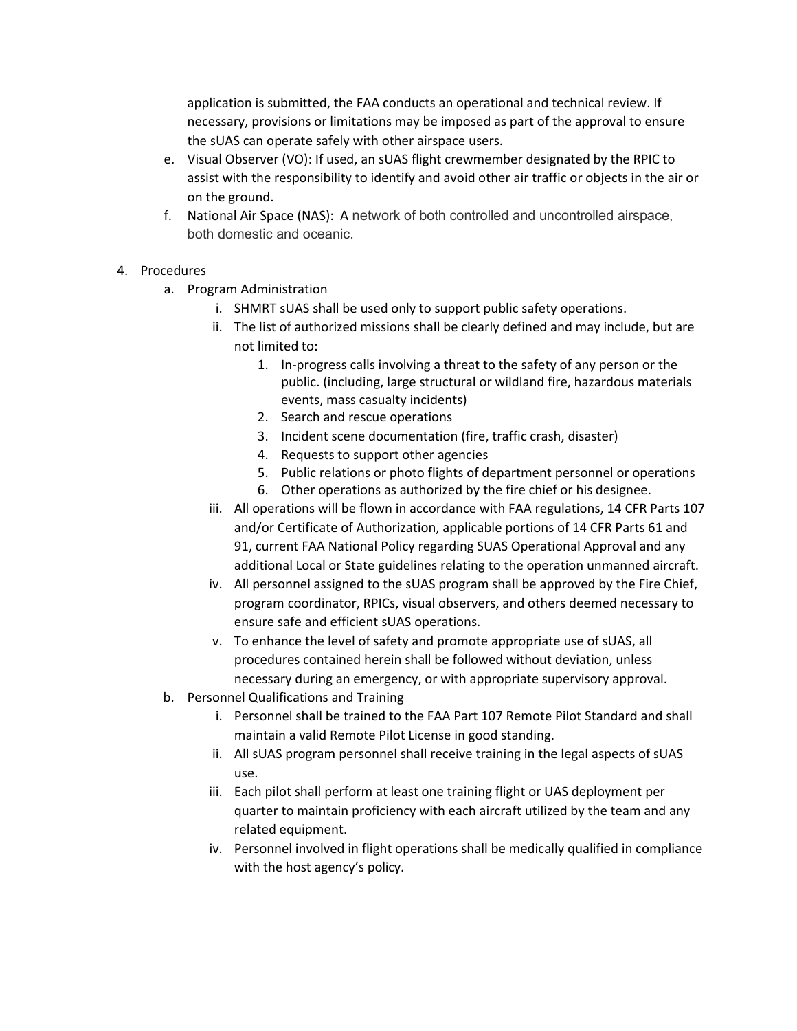application is submitted, the FAA conducts an operational and technical review. If necessary, provisions or limitations may be imposed as part of the approval to ensure the sUAS can operate safely with other airspace users.

e. Visual Observer (VO): If used, an sUAS flight crewmember designated by the RPIC to assist with the responsibility to identify and avoid other air traffic or objects in the air or on the ground.

f. National Air Space (NAS): A network of both controlled and uncontrolled airspace, both domestic and oceanic.

4. Procedures
   a. Program Administration
      i. SHMRT sUAS shall be used only to support public safety operations.
      ii. The list of authorized missions shall be clearly defined and may include, but are not limited to:
         1. In-progress calls involving a threat to the safety of any person or the public. (including, large structural or wildland fire, hazardous materials events, mass casualty incidents)
         2. Search and rescue operations
         3. Incident scene documentation (fire, traffic crash, disaster)
         4. Requests to support other agencies
         5. Public relations or photo flights of department personnel or operations
         6. Other operations as authorized by the fire chief or his designee.
      iii. All operations will be flown in accordance with FAA regulations, 14 CFR Parts 107 and/or Certificate of Authorization, applicable portions of 14 CFR Parts 61 and 91, current FAA National Policy regarding SUAS Operational Approval and any additional Local or State guidelines relating to the operation unmanned aircraft.
      iv. All personnel assigned to the sUAS program shall be approved by the Fire Chief, program coordinator, RPICs, visual observers, and others deemed necessary to ensure safe and efficient sUAS operations.
      v. To enhance the level of safety and promote appropriate use of sUAS, all procedures contained herein shall be followed without deviation, unless necessary during an emergency, or with appropriate supervisory approval.
   b. Personnel Qualifications and Training
      i. Personnel shall be trained to the FAA Part 107 Remote Pilot Standard and shall maintain a valid Remote Pilot License in good standing.
      ii. All sUAS program personnel shall receive training in the legal aspects of sUAS use.
      iii. Each pilot shall perform at least one training flight or UAS deployment per quarter to maintain proficiency with each aircraft utilized by the team and any related equipment.
      iv. Personnel involved in flight operations shall be medically qualified in compliance with the host agency's policy.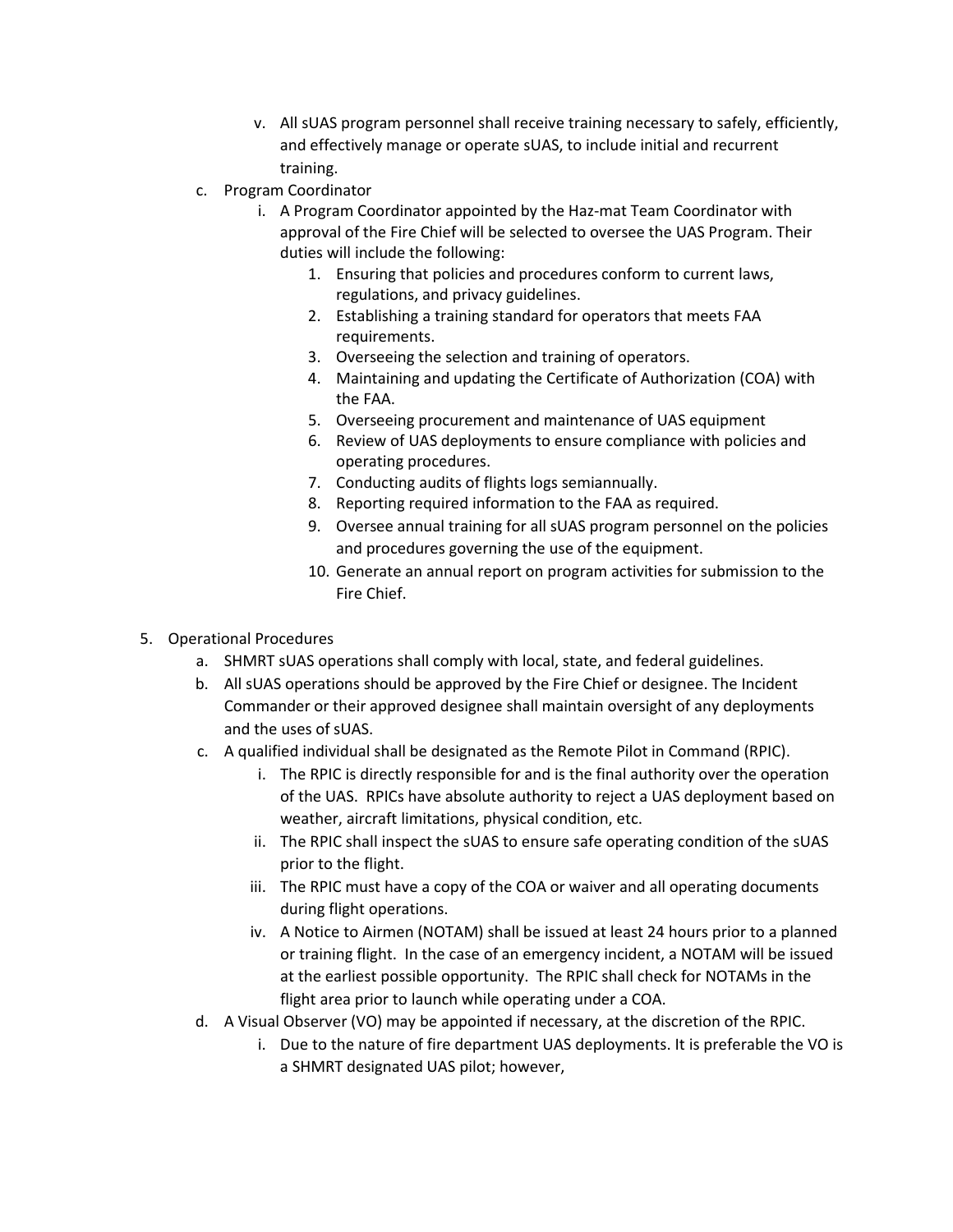v. All sUAS program personnel shall receive training necessary to safely, efficiently, and effectively manage or operate sUAS, to include initial and recurrent training.

c. Program Coordinator

   i. A Program Coordinator appointed by the Haz-mat Team Coordinator with approval of the Fire Chief will be selected to oversee the UAS Program. Their duties will include the following:

      1. Ensuring that policies and procedures conform to current laws, regulations, and privacy guidelines.
      2. Establishing a training standard for operators that meets FAA requirements.
      3. Overseeing the selection and training of operators.
      4. Maintaining and updating the Certificate of Authorization (COA) with the FAA.
      5. Overseeing procurement and maintenance of UAS equipment
      6. Review of UAS deployments to ensure compliance with policies and operating procedures.
      7. Conducting audits of flights logs semiannually.
      8. Reporting required information to the FAA as required.
      9. Oversee annual training for all sUAS program personnel on the policies and procedures governing the use of the equipment.
      10. Generate an annual report on program activities for submission to the Fire Chief.

5. Operational Procedures

   a. SHMRT sUAS operations shall comply with local, state, and federal guidelines.

   b. All sUAS operations should be approved by the Fire Chief or designee. The Incident Commander or their approved designee shall maintain oversight of any deployments and the uses of sUAS.

   c. A qualified individual shall be designated as the Remote Pilot in Command (RPIC).

      i. The RPIC is directly responsible for and is the final authority over the operation of the UAS. RPICs have absolute authority to reject a UAS deployment based on weather, aircraft limitations, physical condition, etc.

      ii. The RPIC shall inspect the sUAS to ensure safe operating condition of the sUAS prior to the flight.

      iii. The RPIC must have a copy of the COA or waiver and all operating documents during flight operations.

      iv. A Notice to Airmen (NOTAM) shall be issued at least 24 hours prior to a planned or training flight. In the case of an emergency incident, a NOTAM will be issued at the earliest possible opportunity. The RPIC shall check for NOTAMs in the flight area prior to launch while operating under a COA.

   d. A Visual Observer (VO) may be appointed if necessary, at the discretion of the RPIC.

      i. Due to the nature of fire department UAS deployments. It is preferable the VO is a SHMRT designated UAS pilot; however,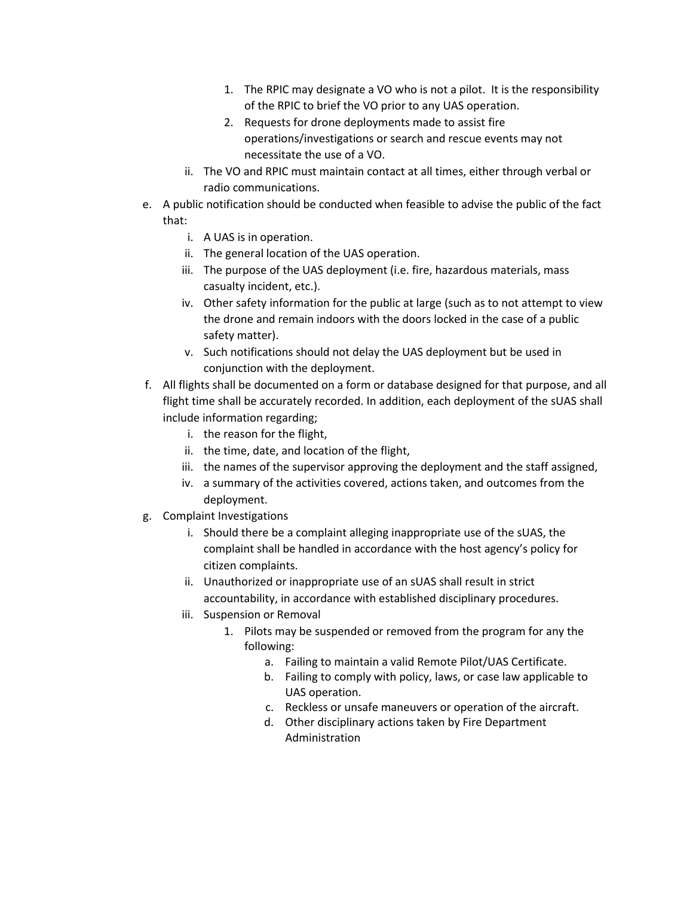1. The RPIC may designate a VO who is not a pilot. It is the responsibility of the RPIC to brief the VO prior to any UAS operation.
      2. Requests for drone deployments made to assist fire operations/investigations or search and rescue events may not necessitate the use of a VO.
   ii. The VO and RPIC must maintain contact at all times, either through verbal or radio communications.

e. A public notification should be conducted when feasible to advise the public of the fact that:
   i. A UAS is in operation.
   ii. The general location of the UAS operation.
   iii. The purpose of the UAS deployment (i.e. fire, hazardous materials, mass casualty incident, etc.).
   iv. Other safety information for the public at large (such as to not attempt to view the drone and remain indoors with the doors locked in the case of a public safety matter).
   v. Such notifications should not delay the UAS deployment but be used in conjunction with the deployment.

f. All flights shall be documented on a form or database designed for that purpose, and all flight time shall be accurately recorded. In addition, each deployment of the sUAS shall include information regarding;
   i. the reason for the flight,
   ii. the time, date, and location of the flight,
   iii. the names of the supervisor approving the deployment and the staff assigned,
   iv. a summary of the activities covered, actions taken, and outcomes from the deployment.

g. Complaint Investigations
   i. Should there be a complaint alleging inappropriate use of the sUAS, the complaint shall be handled in accordance with the host agency's policy for citizen complaints.
   ii. Unauthorized or inappropriate use of an sUAS shall result in strict accountability, in accordance with established disciplinary procedures.
   iii. Suspension or Removal
      1. Pilots may be suspended or removed from the program for any the following:
         a. Failing to maintain a valid Remote Pilot/UAS Certificate.
         b. Failing to comply with policy, laws, or case law applicable to UAS operation.
         c. Reckless or unsafe maneuvers or operation of the aircraft.
         d. Other disciplinary actions taken by Fire Department Administration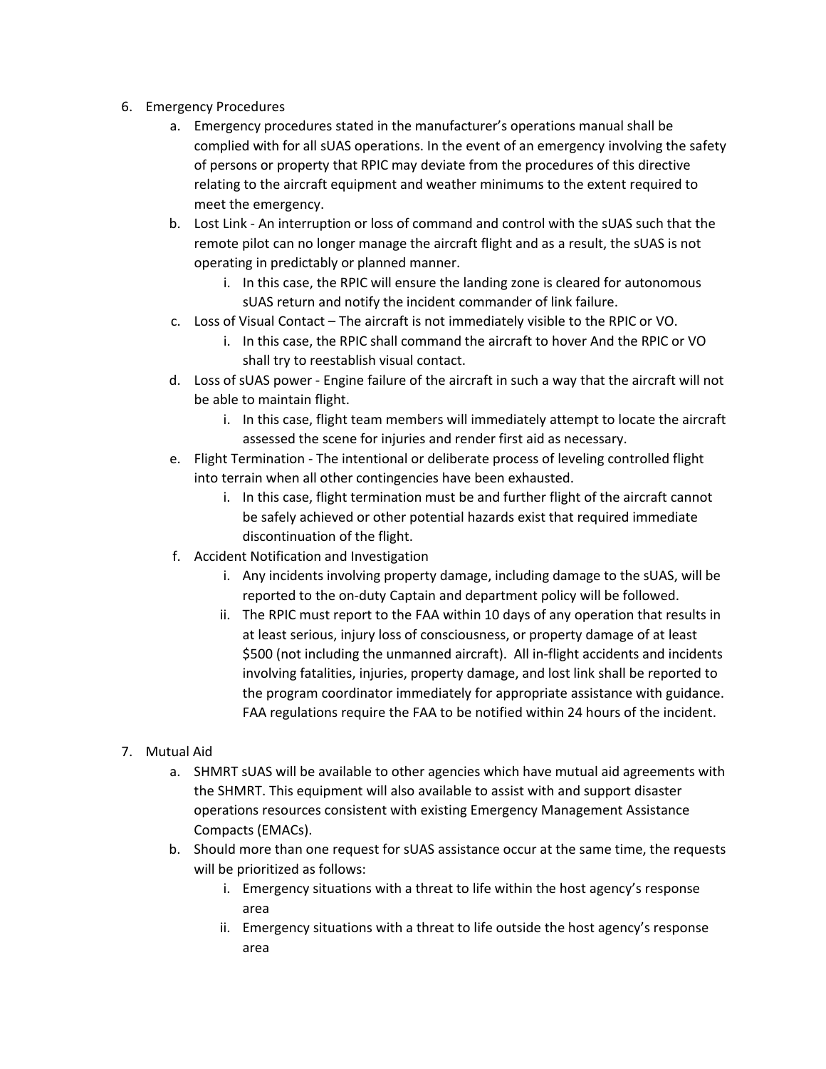6. Emergency Procedures
    a. Emergency procedures stated in the manufacturer's operations manual shall be complied with for all sUAS operations. In the event of an emergency involving the safety of persons or property that RPIC may deviate from the procedures of this directive relating to the aircraft equipment and weather minimums to the extent required to meet the emergency.
    b. Lost Link - An interruption or loss of command and control with the sUAS such that the remote pilot can no longer manage the aircraft flight and as a result, the sUAS is not operating in predictably or planned manner.
        i. In this case, the RPIC will ensure the landing zone is cleared for autonomous sUAS return and notify the incident commander of link failure.
    c. Loss of Visual Contact – The aircraft is not immediately visible to the RPIC or VO.
        i. In this case, the RPIC shall command the aircraft to hover And the RPIC or VO shall try to reestablish visual contact.
    d. Loss of sUAS power - Engine failure of the aircraft in such a way that the aircraft will not be able to maintain flight.
        i. In this case, flight team members will immediately attempt to locate the aircraft assessed the scene for injuries and render first aid as necessary.
    e. Flight Termination - The intentional or deliberate process of leveling controlled flight into terrain when all other contingencies have been exhausted.
        i. In this case, flight termination must be and further flight of the aircraft cannot be safely achieved or other potential hazards exist that required immediate discontinuation of the flight.
    f. Accident Notification and Investigation
        i. Any incidents involving property damage, including damage to the sUAS, will be reported to the on-duty Captain and department policy will be followed.
        ii. The RPIC must report to the FAA within 10 days of any operation that results in at least serious, injury loss of consciousness, or property damage of at least $500 (not including the unmanned aircraft). All in-flight accidents and incidents involving fatalities, injuries, property damage, and lost link shall be reported to the program coordinator immediately for appropriate assistance with guidance. FAA regulations require the FAA to be notified within 24 hours of the incident.

7. Mutual Aid
    a. SHMRT sUAS will be available to other agencies which have mutual aid agreements with the SHMRT. This equipment will also available to assist with and support disaster operations resources consistent with existing Emergency Management Assistance Compacts (EMACs).
    b. Should more than one request for sUAS assistance occur at the same time, the requests will be prioritized as follows:
        i. Emergency situations with a threat to life within the host agency's response area
        ii. Emergency situations with a threat to life outside the host agency's response area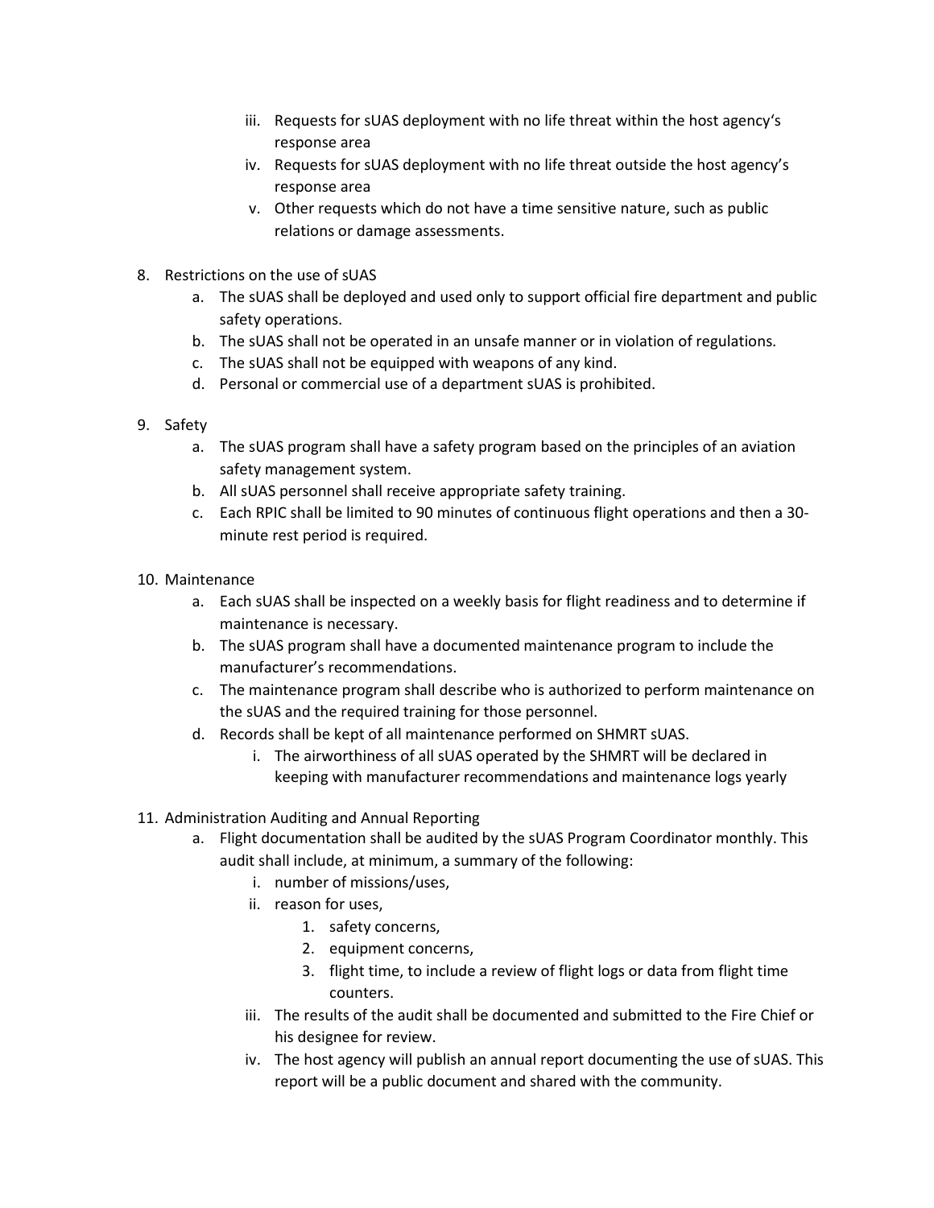iii. Requests for sUAS deployment with no life threat within the host agency's response area
   iv. Requests for sUAS deployment with no life threat outside the host agency's response area
   v. Other requests which do not have a time sensitive nature, such as public relations or damage assessments.

8. Restrictions on the use of sUAS
   a. The sUAS shall be deployed and used only to support official fire department and public safety operations.
   b. The sUAS shall not be operated in an unsafe manner or in violation of regulations.
   c. The sUAS shall not be equipped with weapons of any kind.
   d. Personal or commercial use of a department sUAS is prohibited.

9. Safety
   a. The sUAS program shall have a safety program based on the principles of an aviation safety management system.
   b. All sUAS personnel shall receive appropriate safety training.
   c. Each RPIC shall be limited to 90 minutes of continuous flight operations and then a 30-minute rest period is required.

10. Maintenance
    a. Each sUAS shall be inspected on a weekly basis for flight readiness and to determine if maintenance is necessary.
    b. The sUAS program shall have a documented maintenance program to include the manufacturer's recommendations.
    c. The maintenance program shall describe who is authorized to perform maintenance on the sUAS and the required training for those personnel.
    d. Records shall be kept of all maintenance performed on SHMRT sUAS.
       i. The airworthiness of all sUAS operated by the SHMRT will be declared in keeping with manufacturer recommendations and maintenance logs yearly

11. Administration Auditing and Annual Reporting
    a. Flight documentation shall be audited by the sUAS Program Coordinator monthly. This audit shall include, at minimum, a summary of the following:
       i. number of missions/uses,
       ii. reason for uses,
          1. safety concerns,
          2. equipment concerns,
          3. flight time, to include a review of flight logs or data from flight time counters.
       iii. The results of the audit shall be documented and submitted to the Fire Chief or his designee for review.
       iv. The host agency will publish an annual report documenting the use of sUAS. This report will be a public document and shared with the community.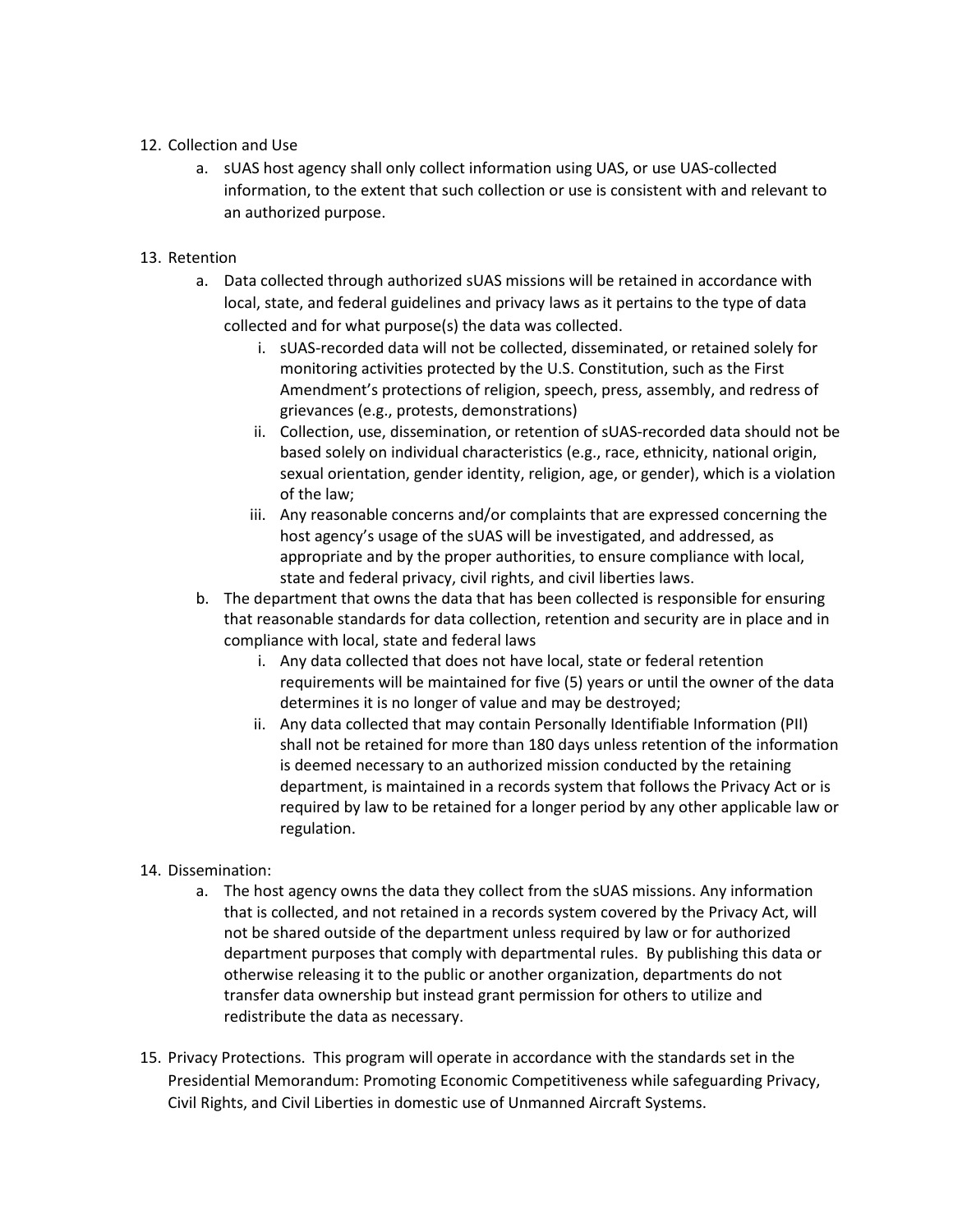12. Collection and Use
    a. sUAS host agency shall only collect information using UAS, or use UAS-collected information, to the extent that such collection or use is consistent with and relevant to an authorized purpose.

13. Retention
    a. Data collected through authorized sUAS missions will be retained in accordance with local, state, and federal guidelines and privacy laws as it pertains to the type of data collected and for what purpose(s) the data was collected.
        i. sUAS-recorded data will not be collected, disseminated, or retained solely for monitoring activities protected by the U.S. Constitution, such as the First Amendment's protections of religion, speech, press, assembly, and redress of grievances (e.g., protests, demonstrations)
        ii. Collection, use, dissemination, or retention of sUAS-recorded data should not be based solely on individual characteristics (e.g., race, ethnicity, national origin, sexual orientation, gender identity, religion, age, or gender), which is a violation of the law;
        iii. Any reasonable concerns and/or complaints that are expressed concerning the host agency's usage of the sUAS will be investigated, and addressed, as appropriate and by the proper authorities, to ensure compliance with local, state and federal privacy, civil rights, and civil liberties laws.
    b. The department that owns the data that has been collected is responsible for ensuring that reasonable standards for data collection, retention and security are in place and in compliance with local, state and federal laws
        i. Any data collected that does not have local, state or federal retention requirements will be maintained for five (5) years or until the owner of the data determines it is no longer of value and may be destroyed;
        ii. Any data collected that may contain Personally Identifiable Information (PII) shall not be retained for more than 180 days unless retention of the information is deemed necessary to an authorized mission conducted by the retaining department, is maintained in a records system that follows the Privacy Act or is required by law to be retained for a longer period by any other applicable law or regulation.

14. Dissemination:
    a. The host agency owns the data they collect from the sUAS missions. Any information that is collected, and not retained in a records system covered by the Privacy Act, will not be shared outside of the department unless required by law or for authorized department purposes that comply with departmental rules. By publishing this data or otherwise releasing it to the public or another organization, departments do not transfer data ownership but instead grant permission for others to utilize and redistribute the data as necessary.

15. Privacy Protections. This program will operate in accordance with the standards set in the Presidential Memorandum: Promoting Economic Competitiveness while safeguarding Privacy, Civil Rights, and Civil Liberties in domestic use of Unmanned Aircraft Systems.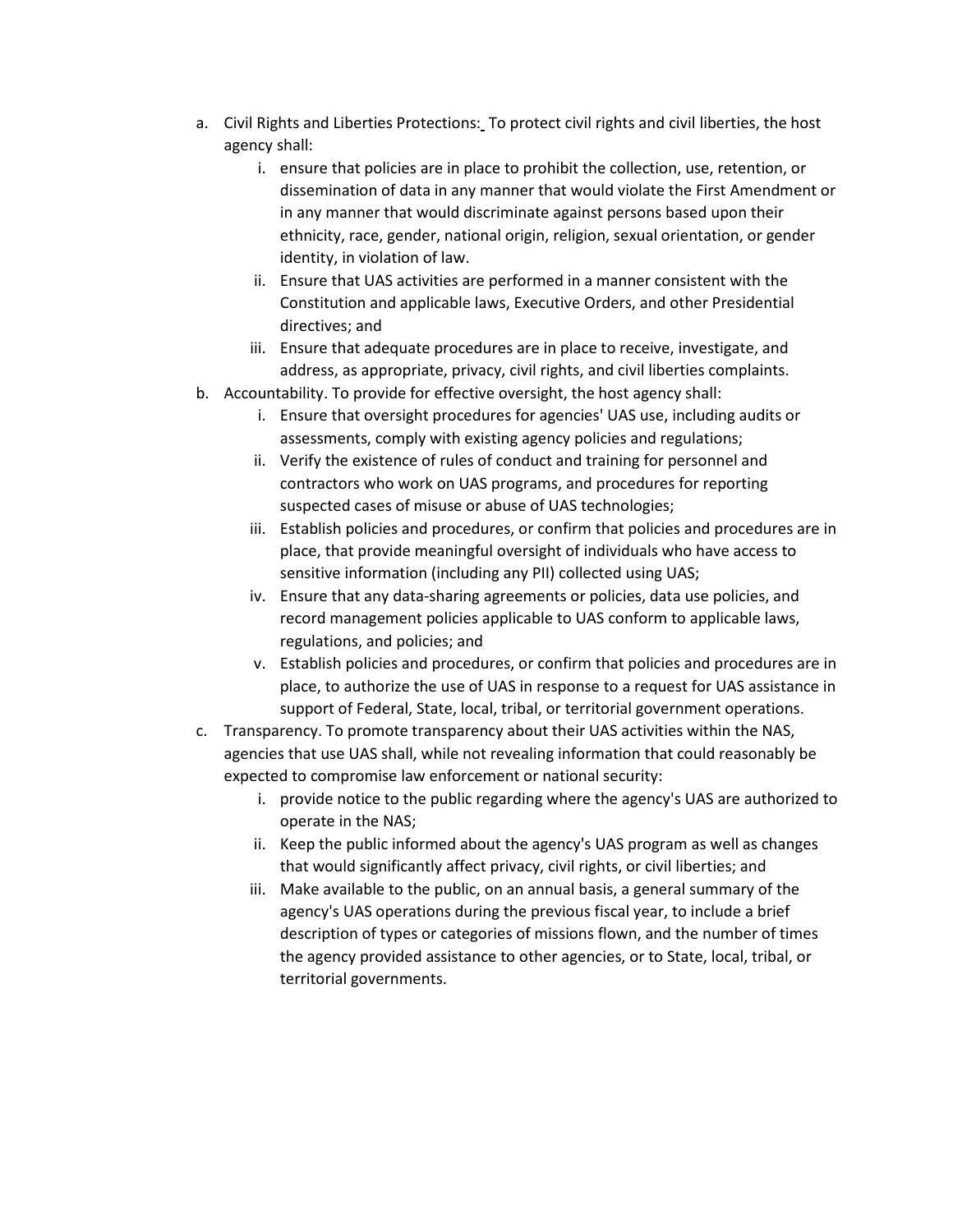a. Civil Rights and Liberties Protections: To protect civil rights and civil liberties, the host agency shall:
   i. ensure that policies are in place to prohibit the collection, use, retention, or dissemination of data in any manner that would violate the First Amendment or in any manner that would discriminate against persons based upon their ethnicity, race, gender, national origin, religion, sexual orientation, or gender identity, in violation of law.
   ii. Ensure that UAS activities are performed in a manner consistent with the Constitution and applicable laws, Executive Orders, and other Presidential directives; and
   iii. Ensure that adequate procedures are in place to receive, investigate, and address, as appropriate, privacy, civil rights, and civil liberties complaints.

b. Accountability. To provide for effective oversight, the host agency shall:
   i. Ensure that oversight procedures for agencies' UAS use, including audits or assessments, comply with existing agency policies and regulations;
   ii. Verify the existence of rules of conduct and training for personnel and contractors who work on UAS programs, and procedures for reporting suspected cases of misuse or abuse of UAS technologies;
   iii. Establish policies and procedures, or confirm that policies and procedures are in place, that provide meaningful oversight of individuals who have access to sensitive information (including any PII) collected using UAS;
   iv. Ensure that any data-sharing agreements or policies, data use policies, and record management policies applicable to UAS conform to applicable laws, regulations, and policies; and
   v. Establish policies and procedures, or confirm that policies and procedures are in place, to authorize the use of UAS in response to a request for UAS assistance in support of Federal, State, local, tribal, or territorial government operations.

c. Transparency. To promote transparency about their UAS activities within the NAS, agencies that use UAS shall, while not revealing information that could reasonably be expected to compromise law enforcement or national security:
   i. provide notice to the public regarding where the agency's UAS are authorized to operate in the NAS;
   ii. Keep the public informed about the agency's UAS program as well as changes that would significantly affect privacy, civil rights, or civil liberties; and
   iii. Make available to the public, on an annual basis, a general summary of the agency's UAS operations during the previous fiscal year, to include a brief description of types or categories of missions flown, and the number of times the agency provided assistance to other agencies, or to State, local, tribal, or territorial governments.